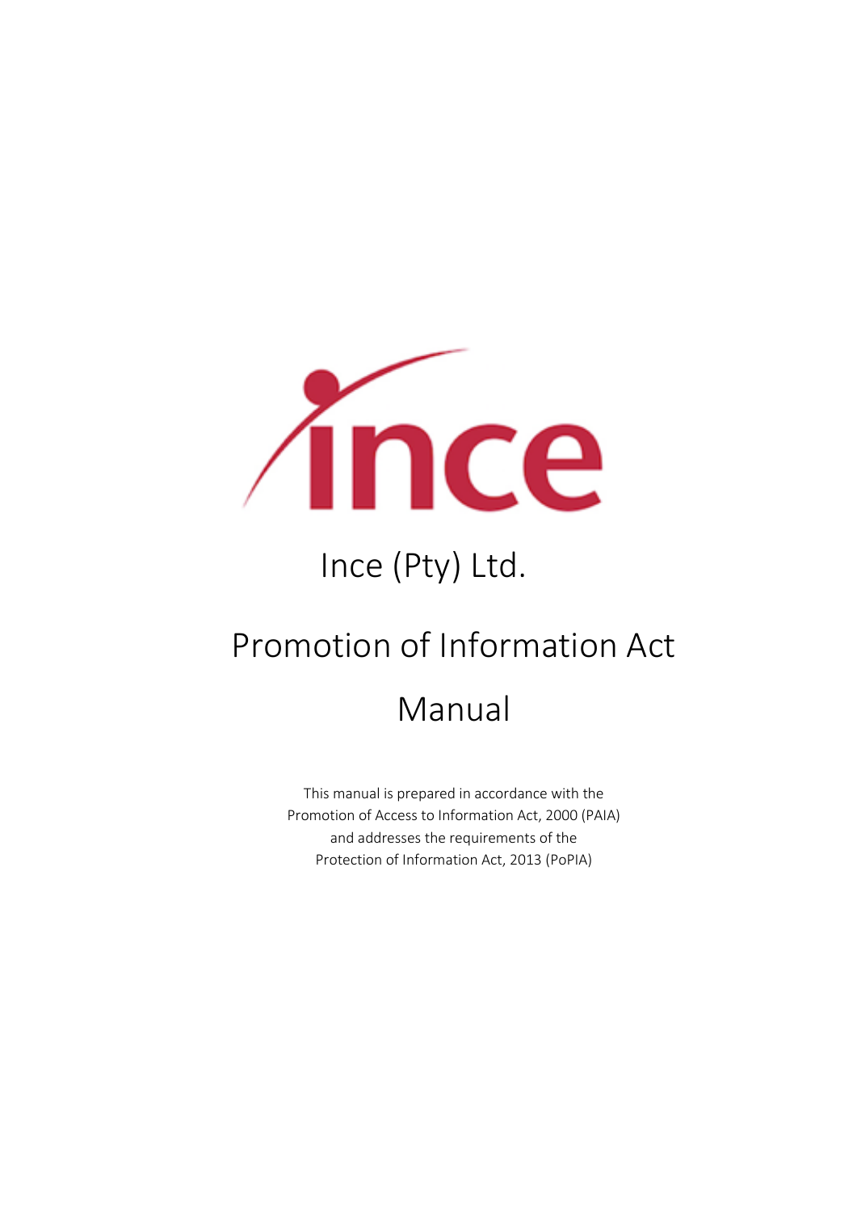# Ince (Pty) Ltd.

# Promotion of Information Act

# Manual

This manual is prepared in accordance with the
Promotion of Access to Information Act, 2000 (PAIA)
and addresses the requirements of the
Protection of Information Act, 2013 (PoPIA)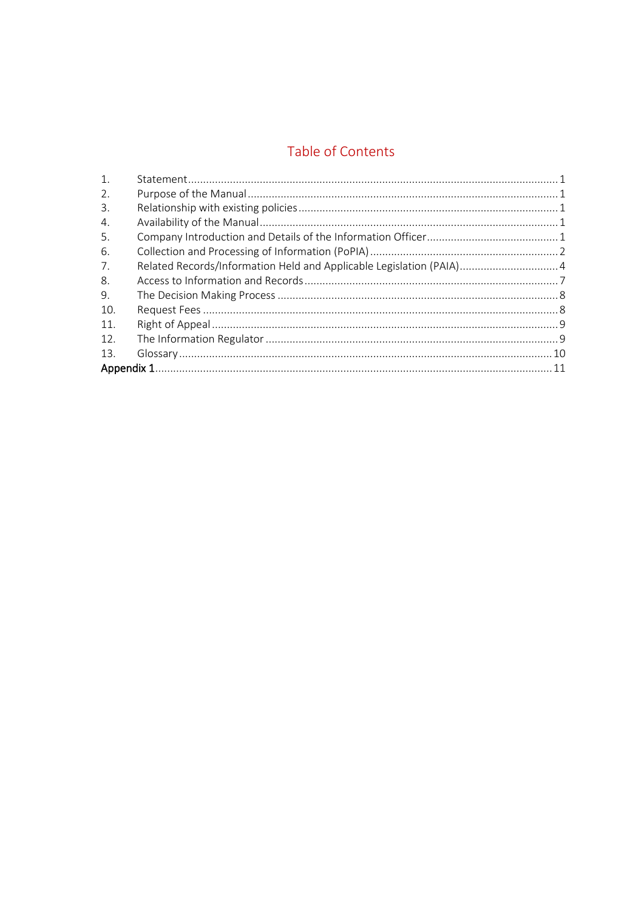# Table of Contents

1. Statement ........ 1
2. Purpose of the Manual ........ 1
3. Relationship with existing policies ........ 1
4. Availability of the Manual ........ 1
5. Company Introduction and Details of the Information Officer ........ 1
6. Collection and Processing of Information (PoPIA) ........ 2
7. Related Records/Information Held and Applicable Legislation (PAIA) ........ 4
8. Access to Information and Records ........ 7
9. The Decision Making Process ........ 8
10. Request Fees ........ 8
11. Right of Appeal ........ 9
12. The Information Regulator ........ 9
13. Glossary ........ 10

Appendix 1 ........ 11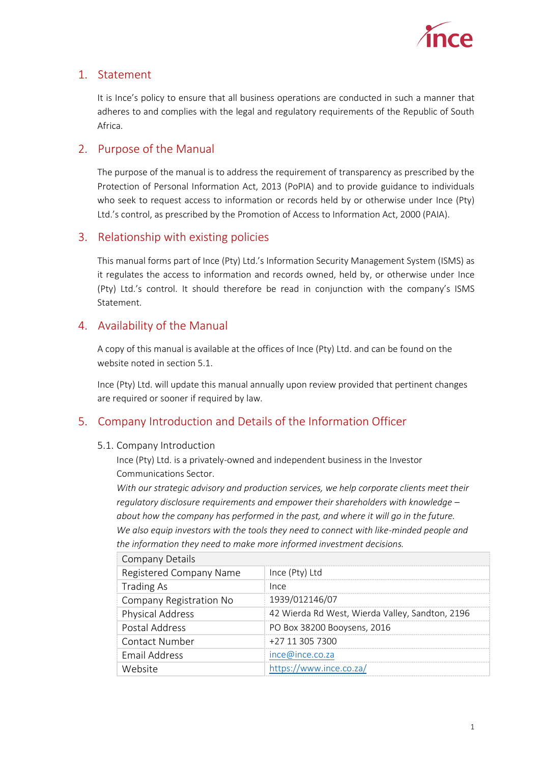## 1. Statement

It is Ince's policy to ensure that all business operations are conducted in such a manner that adheres to and complies with the legal and regulatory requirements of the Republic of South Africa.

## 2. Purpose of the Manual

The purpose of the manual is to address the requirement of transparency as prescribed by the Protection of Personal Information Act, 2013 (PoPIA) and to provide guidance to individuals who seek to request access to information or records held by or otherwise under Ince (Pty) Ltd.'s control, as prescribed by the Promotion of Access to Information Act, 2000 (PAIA).

## 3. Relationship with existing policies

This manual forms part of Ince (Pty) Ltd.'s Information Security Management System (ISMS) as it regulates the access to information and records owned, held by, or otherwise under Ince (Pty) Ltd.'s control. It should therefore be read in conjunction with the company's ISMS Statement.

## 4. Availability of the Manual

A copy of this manual is available at the offices of Ince (Pty) Ltd. and can be found on the website noted in section 5.1.

Ince (Pty) Ltd. will update this manual annually upon review provided that pertinent changes are required or sooner if required by law.

## 5. Company Introduction and Details of the Information Officer

### 5.1. Company Introduction

Ince (Pty) Ltd. is a privately-owned and independent business in the Investor Communications Sector.

*With our strategic advisory and production services, we help corporate clients meet their regulatory disclosure requirements and empower their shareholders with knowledge – about how the company has performed in the past, and where it will go in the future. We also equip investors with the tools they need to connect with like-minded people and the information they need to make more informed investment decisions.*

| Company Details | |
|---|---|
| Registered Company Name | Ince (Pty) Ltd |
| Trading As | Ince |
| Company Registration No | 1939/012146/07 |
| Physical Address | 42 Wierda Rd West, Wierda Valley, Sandton, 2196 |
| Postal Address | PO Box 38200 Booysens, 2016 |
| Contact Number | +27 11 305 7300 |
| Email Address | ince@ince.co.za |
| Website | https://www.ince.co.za/ |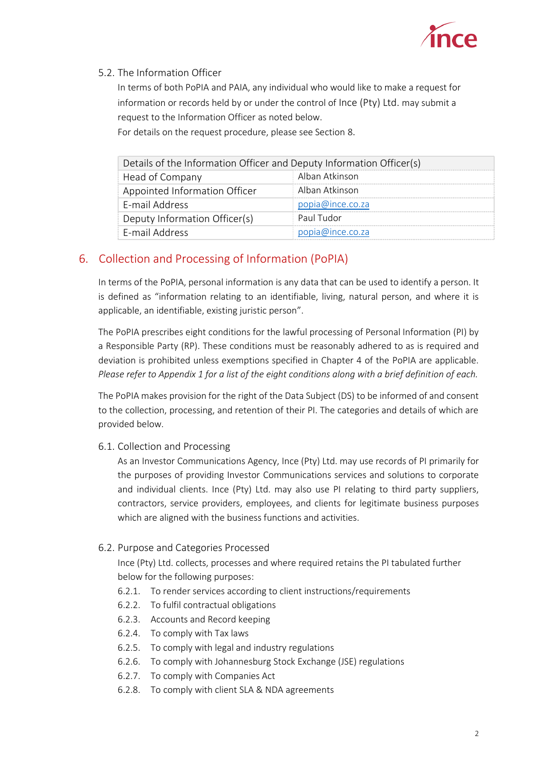### 5.2. The Information Officer

In terms of both PoPIA and PAIA, any individual who would like to make a request for information or records held by or under the control of Ince (Pty) Ltd. may submit a request to the Information Officer as noted below.

For details on the request procedure, please see Section 8.

| Details of the Information Officer and Deputy Information Officer(s) | |
|---|---|
| Head of Company | Alban Atkinson |
| Appointed Information Officer | Alban Atkinson |
| E-mail Address | popia@ince.co.za |
| Deputy Information Officer(s) | Paul Tudor |
| E-mail Address | popia@ince.co.za |

## 6. Collection and Processing of Information (PoPIA)

In terms of the PoPIA, personal information is any data that can be used to identify a person. It is defined as "information relating to an identifiable, living, natural person, and where it is applicable, an identifiable, existing juristic person".

The PoPIA prescribes eight conditions for the lawful processing of Personal Information (PI) by a Responsible Party (RP). These conditions must be reasonably adhered to as is required and deviation is prohibited unless exemptions specified in Chapter 4 of the PoPIA are applicable. *Please refer to Appendix 1 for a list of the eight conditions along with a brief definition of each.*

The PoPIA makes provision for the right of the Data Subject (DS) to be informed of and consent to the collection, processing, and retention of their PI. The categories and details of which are provided below.

### 6.1. Collection and Processing

As an Investor Communications Agency, Ince (Pty) Ltd. may use records of PI primarily for the purposes of providing Investor Communications services and solutions to corporate and individual clients. Ince (Pty) Ltd. may also use PI relating to third party suppliers, contractors, service providers, employees, and clients for legitimate business purposes which are aligned with the business functions and activities.

### 6.2. Purpose and Categories Processed

Ince (Pty) Ltd. collects, processes and where required retains the PI tabulated further below for the following purposes:

- 6.2.1. To render services according to client instructions/requirements
- 6.2.2. To fulfil contractual obligations
- 6.2.3. Accounts and Record keeping
- 6.2.4. To comply with Tax laws
- 6.2.5. To comply with legal and industry regulations
- 6.2.6. To comply with Johannesburg Stock Exchange (JSE) regulations
- 6.2.7. To comply with Companies Act
- 6.2.8. To comply with client SLA & NDA agreements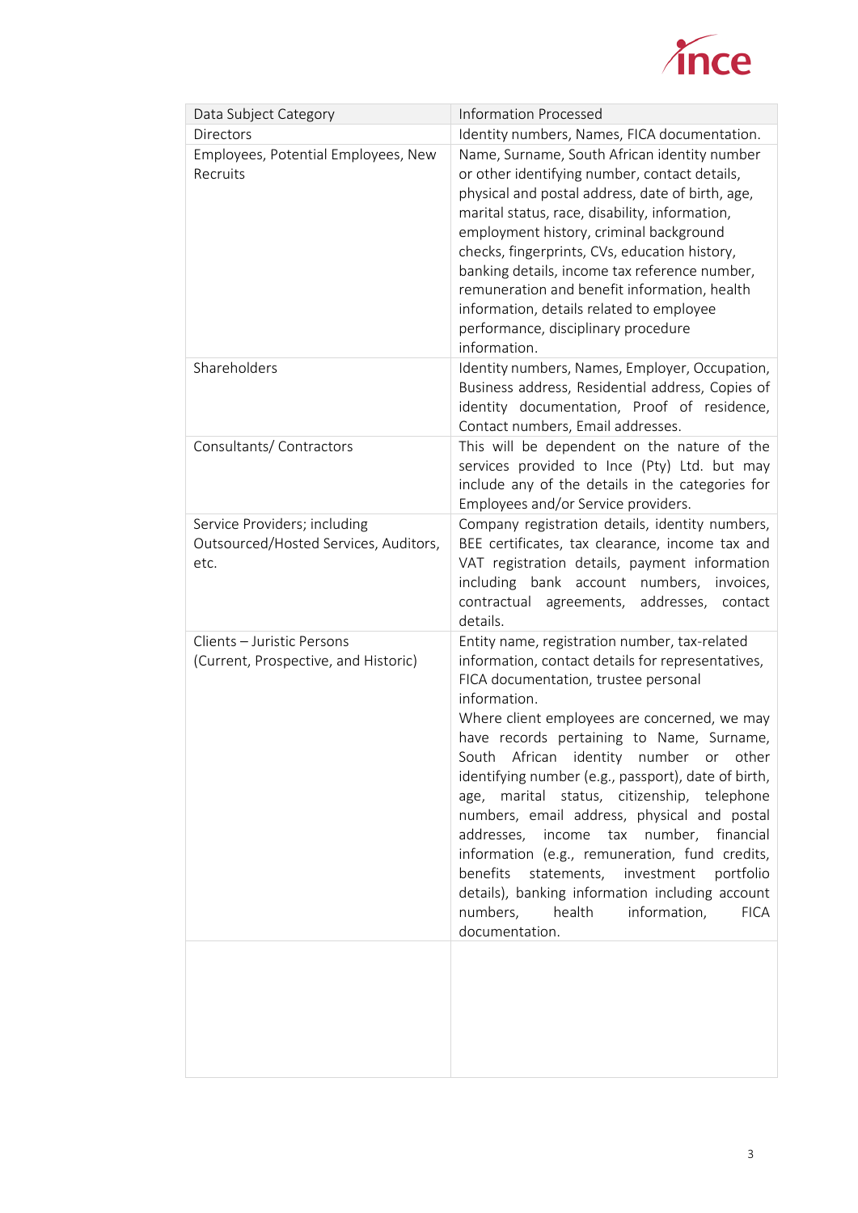| Data Subject Category | Information Processed |
| --- | --- |
| Directors | Identity numbers, Names, FICA documentation. |
| Employees, Potential Employees, New Recruits | Name, Surname, South African identity number or other identifying number, contact details, physical and postal address, date of birth, age, marital status, race, disability, information, employment history, criminal background checks, fingerprints, CVs, education history, banking details, income tax reference number, remuneration and benefit information, health information, details related to employee performance, disciplinary procedure information. |
| Shareholders | Identity numbers, Names, Employer, Occupation, Business address, Residential address, Copies of identity documentation, Proof of residence, Contact numbers, Email addresses. |
| Consultants/ Contractors | This will be dependent on the nature of the services provided to Ince (Pty) Ltd. but may include any of the details in the categories for Employees and/or Service providers. |
| Service Providers; including Outsourced/Hosted Services, Auditors, etc. | Company registration details, identity numbers, BEE certificates, tax clearance, income tax and VAT registration details, payment information including bank account numbers, invoices, contractual agreements, addresses, contact details. |
| Clients – Juristic Persons (Current, Prospective, and Historic) | Entity name, registration number, tax-related information, contact details for representatives, FICA documentation, trustee personal information.<br>Where client employees are concerned, we may have records pertaining to Name, Surname, South African identity number or other identifying number (e.g., passport), date of birth, age, marital status, citizenship, telephone numbers, email address, physical and postal addresses, income tax number, financial information (e.g., remuneration, fund credits, benefits statements, investment portfolio details), banking information including account numbers, health information, FICA documentation. |
| | |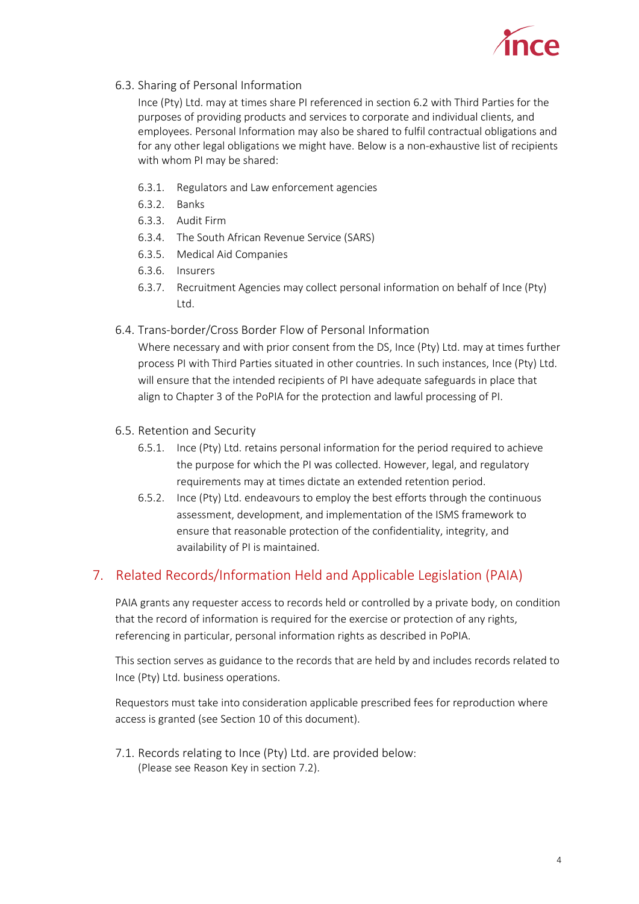### 6.3. Sharing of Personal Information

Ince (Pty) Ltd. may at times share PI referenced in section 6.2 with Third Parties for the purposes of providing products and services to corporate and individual clients, and employees. Personal Information may also be shared to fulfil contractual obligations and for any other legal obligations we might have. Below is a non-exhaustive list of recipients with whom PI may be shared:

- 6.3.1. Regulators and Law enforcement agencies
- 6.3.2. Banks
- 6.3.3. Audit Firm
- 6.3.4. The South African Revenue Service (SARS)
- 6.3.5. Medical Aid Companies
- 6.3.6. Insurers
- 6.3.7. Recruitment Agencies may collect personal information on behalf of Ince (Pty) Ltd.

### 6.4. Trans-border/Cross Border Flow of Personal Information

Where necessary and with prior consent from the DS, Ince (Pty) Ltd. may at times further process PI with Third Parties situated in other countries. In such instances, Ince (Pty) Ltd. will ensure that the intended recipients of PI have adequate safeguards in place that align to Chapter 3 of the PoPIA for the protection and lawful processing of PI.

### 6.5. Retention and Security

- 6.5.1. Ince (Pty) Ltd. retains personal information for the period required to achieve the purpose for which the PI was collected. However, legal, and regulatory requirements may at times dictate an extended retention period.
- 6.5.2. Ince (Pty) Ltd. endeavours to employ the best efforts through the continuous assessment, development, and implementation of the ISMS framework to ensure that reasonable protection of the confidentiality, integrity, and availability of PI is maintained.

## 7. Related Records/Information Held and Applicable Legislation (PAIA)

PAIA grants any requester access to records held or controlled by a private body, on condition that the record of information is required for the exercise or protection of any rights, referencing in particular, personal information rights as described in PoPIA.

This section serves as guidance to the records that are held by and includes records related to Ince (Pty) Ltd. business operations.

Requestors must take into consideration applicable prescribed fees for reproduction where access is granted (see Section 10 of this document).

### 7.1. Records relating to Ince (Pty) Ltd. are provided below:

(Please see Reason Key in section 7.2).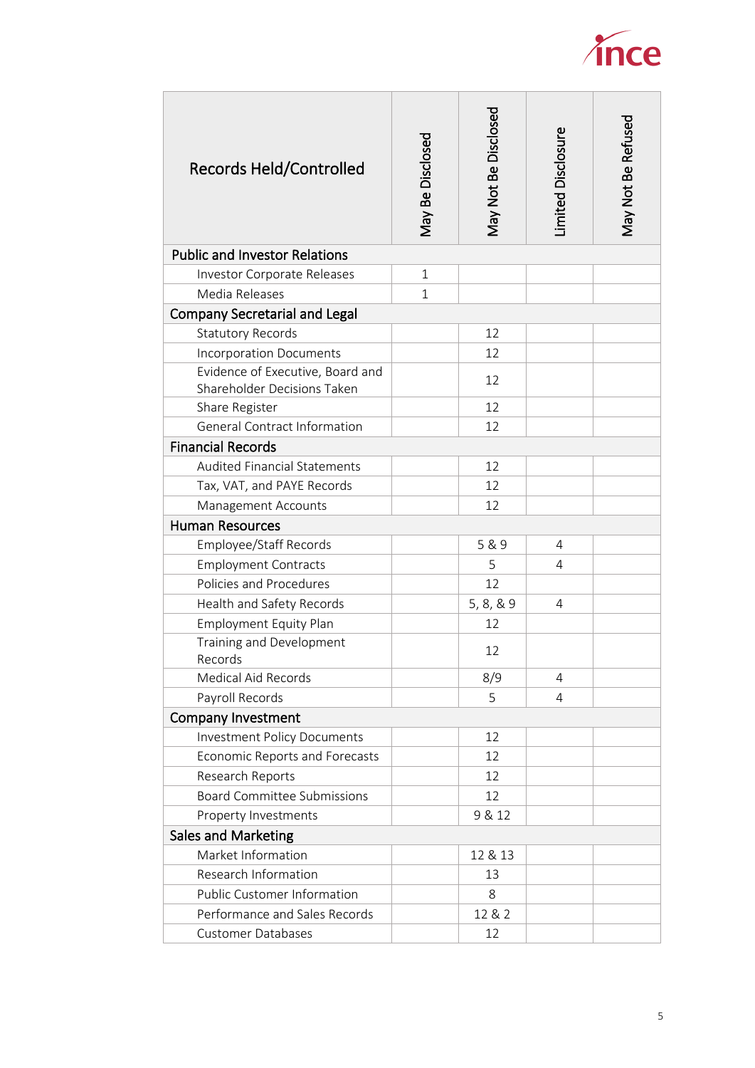| Records Held/Controlled | May Be Disclosed | May Not Be Disclosed | Limited Disclosure | May Not Be Refused |
|---|---|---|---|---|
| **Public and Investor Relations** | | | | |
| Investor Corporate Releases | 1 | | | |
| Media Releases | 1 | | | |
| **Company Secretarial and Legal** | | | | |
| Statutory Records | | 12 | | |
| Incorporation Documents | | 12 | | |
| Evidence of Executive, Board and Shareholder Decisions Taken | | 12 | | |
| Share Register | | 12 | | |
| General Contract Information | | 12 | | |
| **Financial Records** | | | | |
| Audited Financial Statements | | 12 | | |
| Tax, VAT, and PAYE Records | | 12 | | |
| Management Accounts | | 12 | | |
| **Human Resources** | | | | |
| Employee/Staff Records | | 5 & 9 | 4 | |
| Employment Contracts | | 5 | 4 | |
| Policies and Procedures | | 12 | | |
| Health and Safety Records | | 5, 8, & 9 | 4 | |
| Employment Equity Plan | | 12 | | |
| Training and Development Records | | 12 | | |
| Medical Aid Records | | 8/9 | 4 | |
| Payroll Records | | 5 | 4 | |
| **Company Investment** | | | | |
| Investment Policy Documents | | 12 | | |
| Economic Reports and Forecasts | | 12 | | |
| Research Reports | | 12 | | |
| Board Committee Submissions | | 12 | | |
| Property Investments | | 9 & 12 | | |
| **Sales and Marketing** | | | | |
| Market Information | | 12 & 13 | | |
| Research Information | | 13 | | |
| Public Customer Information | | 8 | | |
| Performance and Sales Records | | 12 & 2 | | |
| Customer Databases | | 12 | | |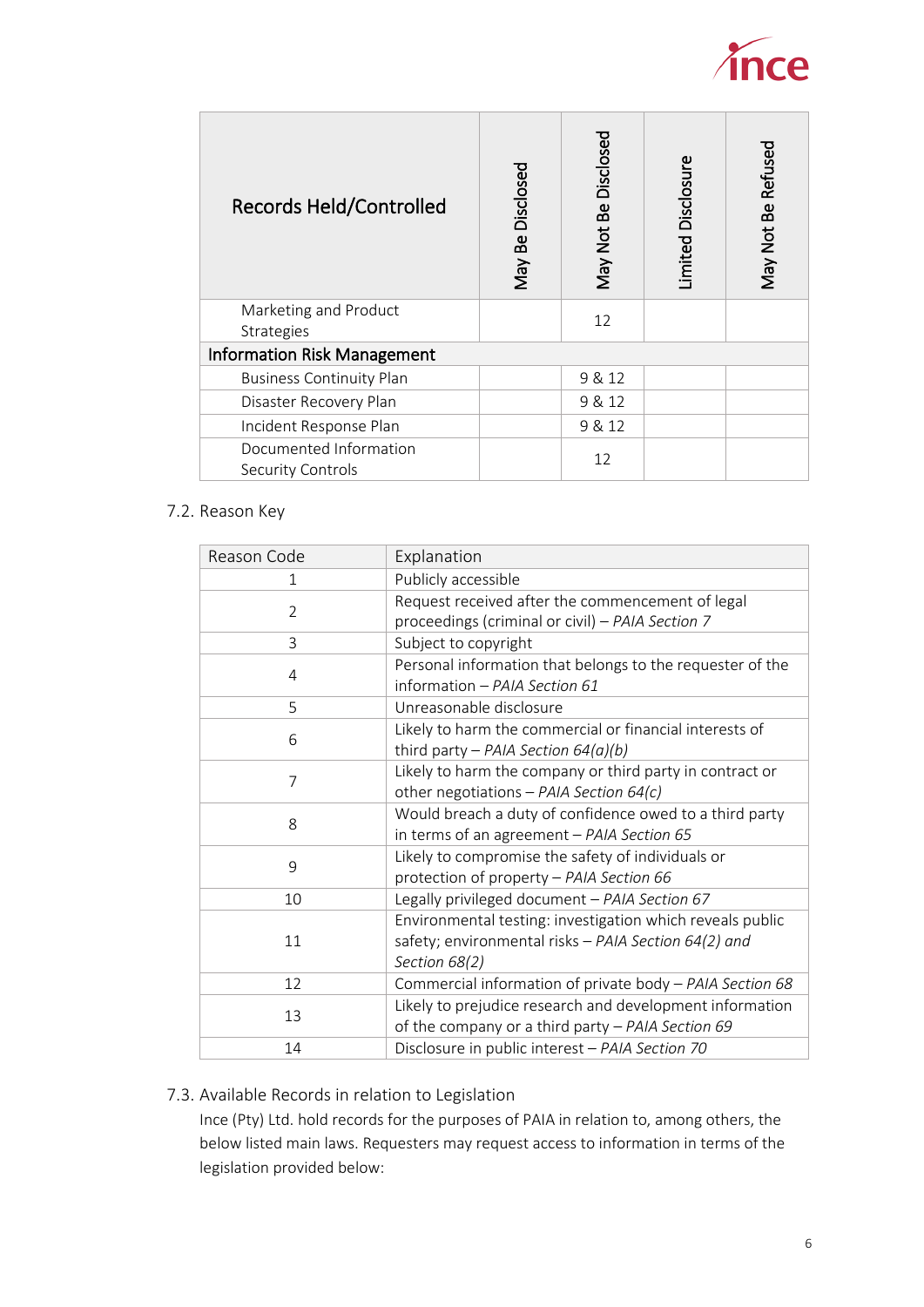| Records Held/Controlled | May Be Disclosed | May Not Be Disclosed | Limited Disclosure | May Not Be Refused |
|---|---|---|---|---|
| Marketing and Product Strategies | | 12 | | |
| **Information Risk Management** | | | | |
| Business Continuity Plan | | 9 & 12 | | |
| Disaster Recovery Plan | | 9 & 12 | | |
| Incident Response Plan | | 9 & 12 | | |
| Documented Information Security Controls | | 12 | | |

### 7.2. Reason Key

| Reason Code | Explanation |
|---|---|
| 1 | Publicly accessible |
| 2 | Request received after the commencement of legal proceedings (criminal or civil) – *PAIA Section 7* |
| 3 | Subject to copyright |
| 4 | Personal information that belongs to the requester of the information – *PAIA Section 61* |
| 5 | Unreasonable disclosure |
| 6 | Likely to harm the commercial or financial interests of third party – *PAIA Section 64(a)(b)* |
| 7 | Likely to harm the company or third party in contract or other negotiations – *PAIA Section 64(c)* |
| 8 | Would breach a duty of confidence owed to a third party in terms of an agreement – *PAIA Section 65* |
| 9 | Likely to compromise the safety of individuals or protection of property – *PAIA Section 66* |
| 10 | Legally privileged document – *PAIA Section 67* |
| 11 | Environmental testing: investigation which reveals public safety; environmental risks – *PAIA Section 64(2) and Section 68(2)* |
| 12 | Commercial information of private body – *PAIA Section 68* |
| 13 | Likely to prejudice research and development information of the company or a third party – *PAIA Section 69* |
| 14 | Disclosure in public interest – *PAIA Section 70* |

### 7.3. Available Records in relation to Legislation

Ince (Pty) Ltd. hold records for the purposes of PAIA in relation to, among others, the below listed main laws. Requesters may request access to information in terms of the legislation provided below: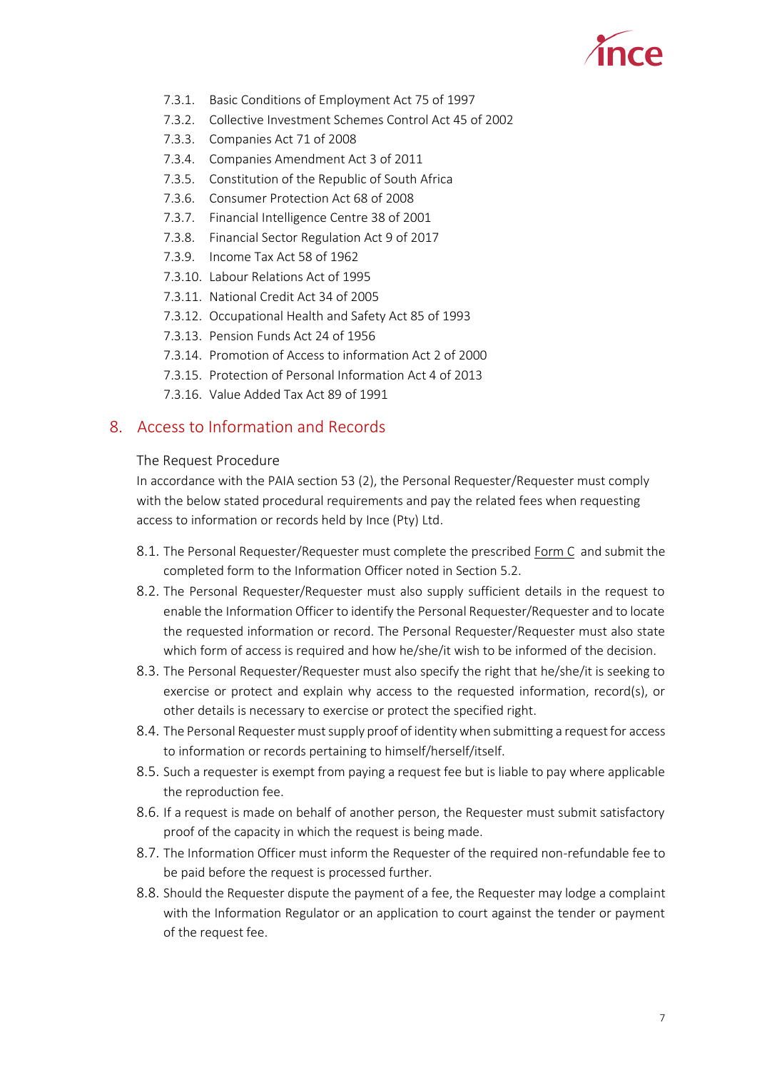- 7.3.1. Basic Conditions of Employment Act 75 of 1997
- 7.3.2. Collective Investment Schemes Control Act 45 of 2002
- 7.3.3. Companies Act 71 of 2008
- 7.3.4. Companies Amendment Act 3 of 2011
- 7.3.5. Constitution of the Republic of South Africa
- 7.3.6. Consumer Protection Act 68 of 2008
- 7.3.7. Financial Intelligence Centre 38 of 2001
- 7.3.8. Financial Sector Regulation Act 9 of 2017
- 7.3.9. Income Tax Act 58 of 1962
- 7.3.10. Labour Relations Act of 1995
- 7.3.11. National Credit Act 34 of 2005
- 7.3.12. Occupational Health and Safety Act 85 of 1993
- 7.3.13. Pension Funds Act 24 of 1956
- 7.3.14. Promotion of Access to information Act 2 of 2000
- 7.3.15. Protection of Personal Information Act 4 of 2013
- 7.3.16. Value Added Tax Act 89 of 1991

## 8. Access to Information and Records

### The Request Procedure

In accordance with the PAIA section 53 (2), the Personal Requester/Requester must comply with the below stated procedural requirements and pay the related fees when requesting access to information or records held by Ince (Pty) Ltd.

- 8.1. The Personal Requester/Requester must complete the prescribed Form C and submit the completed form to the Information Officer noted in Section 5.2.
- 8.2. The Personal Requester/Requester must also supply sufficient details in the request to enable the Information Officer to identify the Personal Requester/Requester and to locate the requested information or record. The Personal Requester/Requester must also state which form of access is required and how he/she/it wish to be informed of the decision.
- 8.3. The Personal Requester/Requester must also specify the right that he/she/it is seeking to exercise or protect and explain why access to the requested information, record(s), or other details is necessary to exercise or protect the specified right.
- 8.4. The Personal Requester must supply proof of identity when submitting a request for access to information or records pertaining to himself/herself/itself.
- 8.5. Such a requester is exempt from paying a request fee but is liable to pay where applicable the reproduction fee.
- 8.6. If a request is made on behalf of another person, the Requester must submit satisfactory proof of the capacity in which the request is being made.
- 8.7. The Information Officer must inform the Requester of the required non-refundable fee to be paid before the request is processed further.
- 8.8. Should the Requester dispute the payment of a fee, the Requester may lodge a complaint with the Information Regulator or an application to court against the tender or payment of the request fee.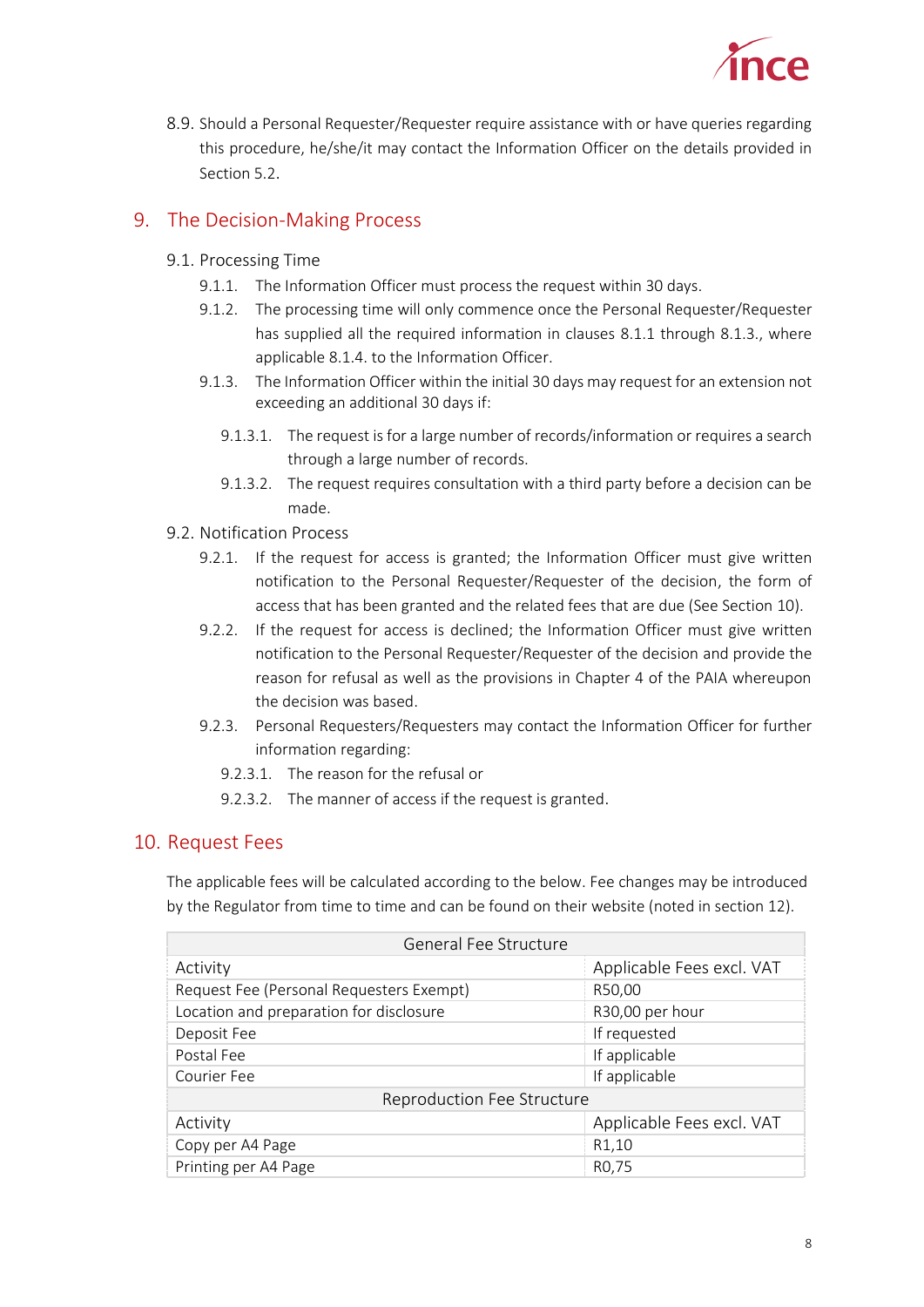8.9. Should a Personal Requester/Requester require assistance with or have queries regarding this procedure, he/she/it may contact the Information Officer on the details provided in Section 5.2.

## 9. The Decision-Making Process

### 9.1. Processing Time

9.1.1. The Information Officer must process the request within 30 days.

9.1.2. The processing time will only commence once the Personal Requester/Requester has supplied all the required information in clauses 8.1.1 through 8.1.3., where applicable 8.1.4. to the Information Officer.

9.1.3. The Information Officer within the initial 30 days may request for an extension not exceeding an additional 30 days if:

9.1.3.1. The request is for a large number of records/information or requires a search through a large number of records.

9.1.3.2. The request requires consultation with a third party before a decision can be made.

### 9.2. Notification Process

9.2.1. If the request for access is granted; the Information Officer must give written notification to the Personal Requester/Requester of the decision, the form of access that has been granted and the related fees that are due (See Section 10).

9.2.2. If the request for access is declined; the Information Officer must give written notification to the Personal Requester/Requester of the decision and provide the reason for refusal as well as the provisions in Chapter 4 of the PAIA whereupon the decision was based.

9.2.3. Personal Requesters/Requesters may contact the Information Officer for further information regarding:

9.2.3.1. The reason for the refusal or

9.2.3.2. The manner of access if the request is granted.

## 10. Request Fees

The applicable fees will be calculated according to the below. Fee changes may be introduced by the Regulator from time to time and can be found on their website (noted in section 12).

| General Fee Structure | |
|---|---|
| Activity | Applicable Fees excl. VAT |
| Request Fee (Personal Requesters Exempt) | R50,00 |
| Location and preparation for disclosure | R30,00 per hour |
| Deposit Fee | If requested |
| Postal Fee | If applicable |
| Courier Fee | If applicable |
| Reproduction Fee Structure | |
| Activity | Applicable Fees excl. VAT |
| Copy per A4 Page | R1,10 |
| Printing per A4 Page | R0,75 |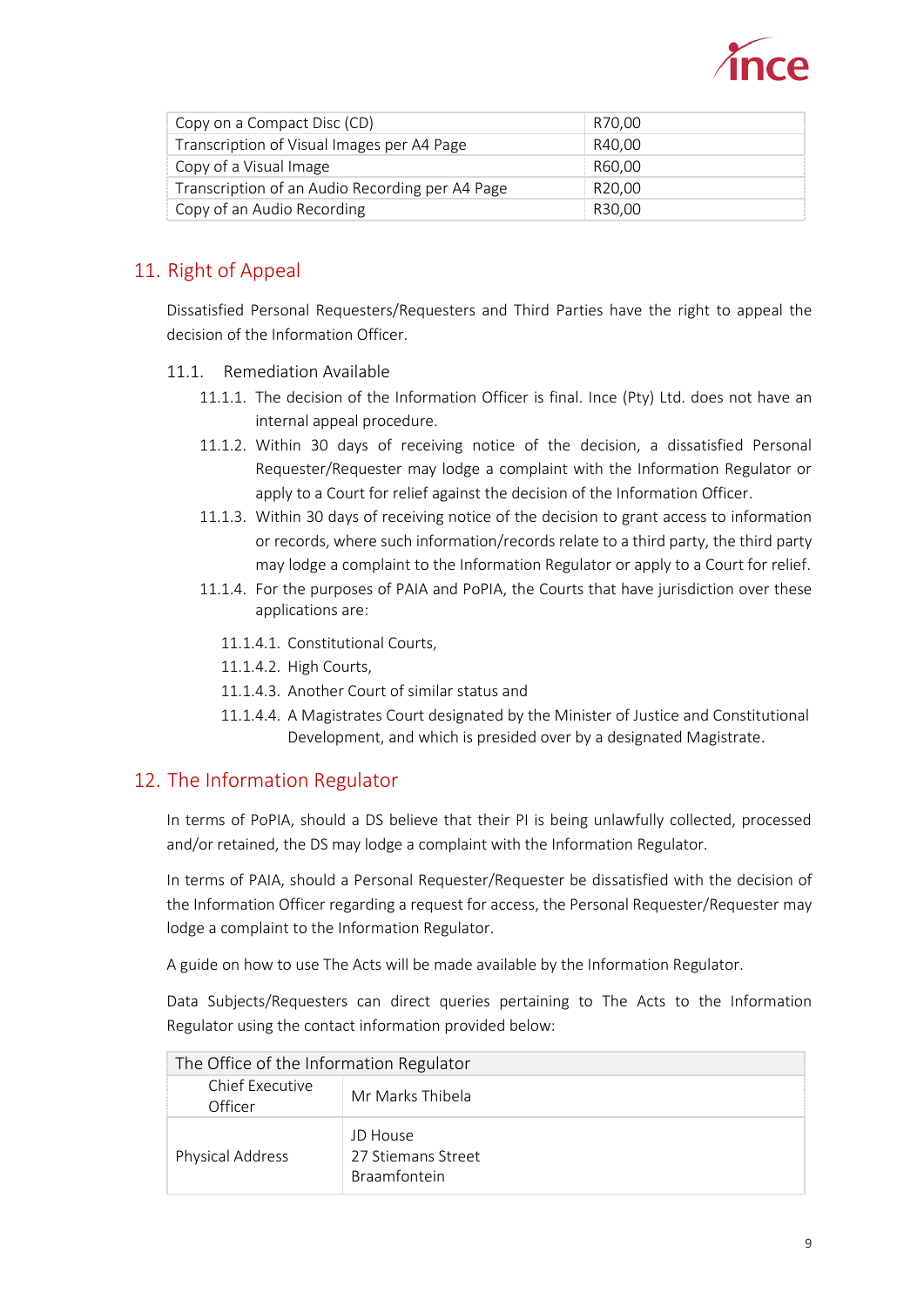| Copy on a Compact Disc (CD) | R70,00 |
|---|---|
| Transcription of Visual Images per A4 Page | R40,00 |
| Copy of a Visual Image | R60,00 |
| Transcription of an Audio Recording per A4 Page | R20,00 |
| Copy of an Audio Recording | R30,00 |

## 11. Right of Appeal

Dissatisfied Personal Requesters/Requesters and Third Parties have the right to appeal the decision of the Information Officer.

### 11.1. Remediation Available

11.1.1. The decision of the Information Officer is final. Ince (Pty) Ltd. does not have an internal appeal procedure.

11.1.2. Within 30 days of receiving notice of the decision, a dissatisfied Personal Requester/Requester may lodge a complaint with the Information Regulator or apply to a Court for relief against the decision of the Information Officer.

11.1.3. Within 30 days of receiving notice of the decision to grant access to information or records, where such information/records relate to a third party, the third party may lodge a complaint to the Information Regulator or apply to a Court for relief.

11.1.4. For the purposes of PAIA and PoPIA, the Courts that have jurisdiction over these applications are:

11.1.4.1. Constitutional Courts,

11.1.4.2. High Courts,

11.1.4.3. Another Court of similar status and

11.1.4.4. A Magistrates Court designated by the Minister of Justice and Constitutional Development, and which is presided over by a designated Magistrate.

## 12. The Information Regulator

In terms of PoPIA, should a DS believe that their PI is being unlawfully collected, processed and/or retained, the DS may lodge a complaint with the Information Regulator.

In terms of PAIA, should a Personal Requester/Requester be dissatisfied with the decision of the Information Officer regarding a request for access, the Personal Requester/Requester may lodge a complaint to the Information Regulator.

A guide on how to use The Acts will be made available by the Information Regulator.

Data Subjects/Requesters can direct queries pertaining to The Acts to the Information Regulator using the contact information provided below:

| The Office of the Information Regulator | |
|---|---|
| Chief Executive Officer | Mr Marks Thibela |
| Physical Address | JD House<br>27 Stiemans Street<br>Braamfontein |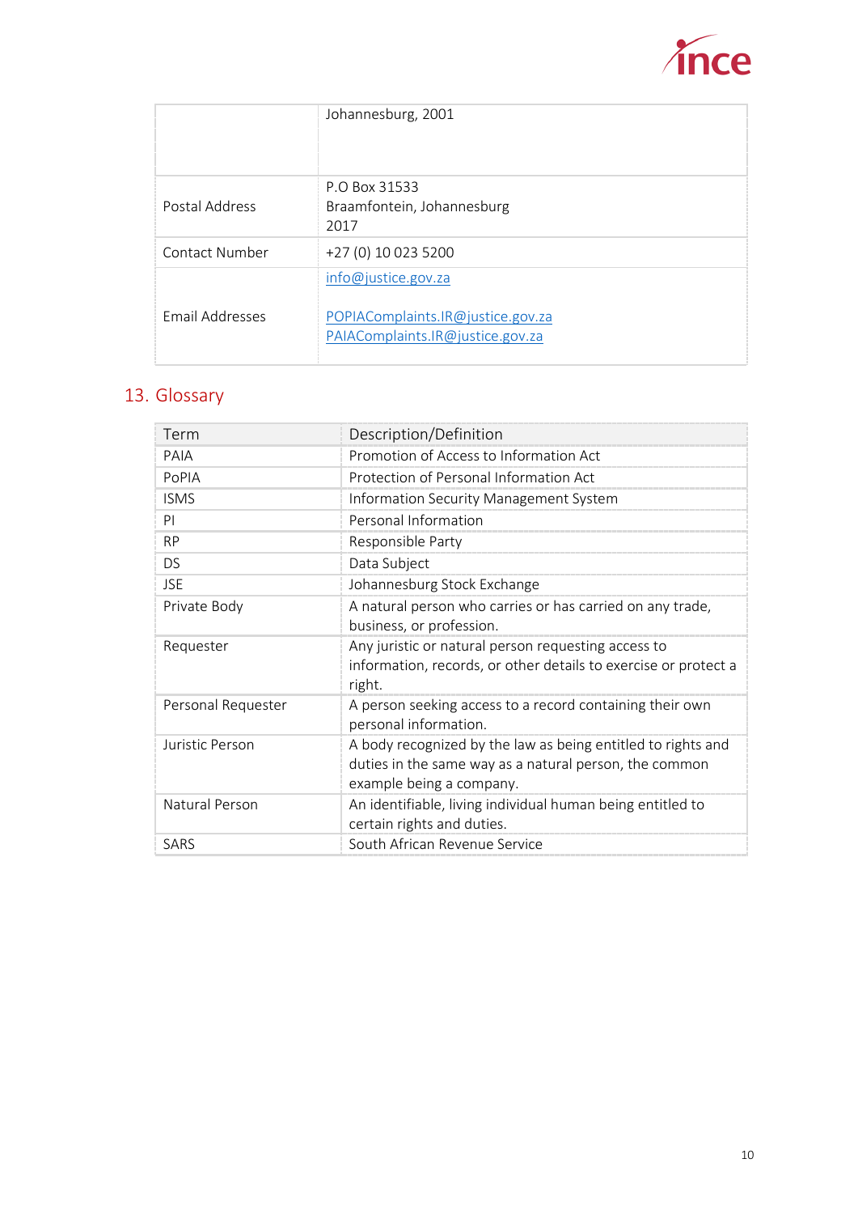|  |  |
|---|---|
|  | Johannesburg, 2001 |
| Postal Address | P.O Box 31533<br>Braamfontein, Johannesburg<br>2017 |
| Contact Number | +27 (0) 10 023 5200 |
| Email Addresses | info@justice.gov.za<br><br>POPIAComplaints.IR@justice.gov.za<br>PAIAComplaints.IR@justice.gov.za |

## 13. Glossary

| Term | Description/Definition |
|---|---|
| PAIA | Promotion of Access to Information Act |
| PoPIA | Protection of Personal Information Act |
| ISMS | Information Security Management System |
| PI | Personal Information |
| RP | Responsible Party |
| DS | Data Subject |
| JSE | Johannesburg Stock Exchange |
| Private Body | A natural person who carries or has carried on any trade, business, or profession. |
| Requester | Any juristic or natural person requesting access to information, records, or other details to exercise or protect a right. |
| Personal Requester | A person seeking access to a record containing their own personal information. |
| Juristic Person | A body recognized by the law as being entitled to rights and duties in the same way as a natural person, the common example being a company. |
| Natural Person | An identifiable, living individual human being entitled to certain rights and duties. |
| SARS | South African Revenue Service |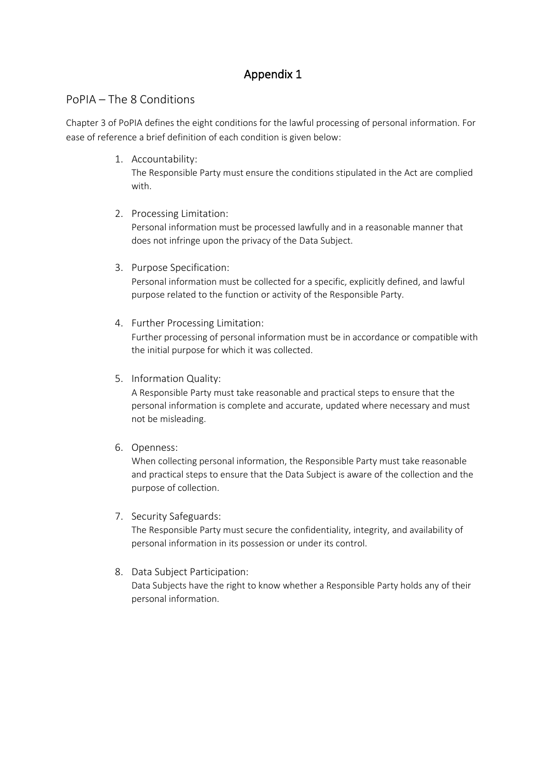# Appendix 1

## PoPIA – The 8 Conditions

Chapter 3 of PoPIA defines the eight conditions for the lawful processing of personal information. For ease of reference a brief definition of each condition is given below:

1. Accountability:
   The Responsible Party must ensure the conditions stipulated in the Act are complied with.

2. Processing Limitation:
   Personal information must be processed lawfully and in a reasonable manner that does not infringe upon the privacy of the Data Subject.

3. Purpose Specification:
   Personal information must be collected for a specific, explicitly defined, and lawful purpose related to the function or activity of the Responsible Party.

4. Further Processing Limitation:
   Further processing of personal information must be in accordance or compatible with the initial purpose for which it was collected.

5. Information Quality:
   A Responsible Party must take reasonable and practical steps to ensure that the personal information is complete and accurate, updated where necessary and must not be misleading.

6. Openness:
   When collecting personal information, the Responsible Party must take reasonable and practical steps to ensure that the Data Subject is aware of the collection and the purpose of collection.

7. Security Safeguards:
   The Responsible Party must secure the confidentiality, integrity, and availability of personal information in its possession or under its control.

8. Data Subject Participation:
   Data Subjects have the right to know whether a Responsible Party holds any of their personal information.